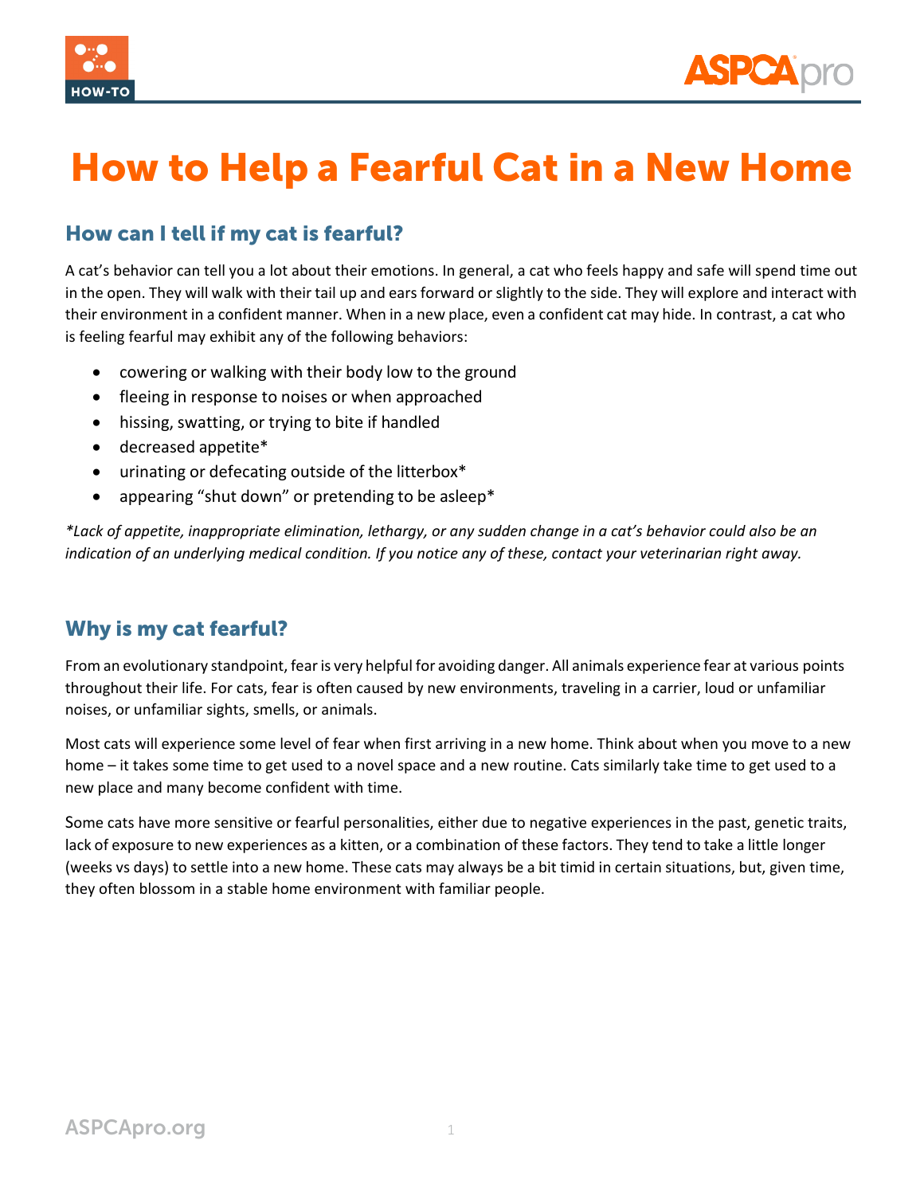# How to Help a Fearful Cat in a New Home

## How can I tell if my cat is fearful?

A cat's behavior can tell you a lot about their emotions. In general, a cat who feels happy and safe will spend time out in the open. They will walk with their tail up and ears forward or slightly to the side. They will explore and interact with their environment in a confident manner. When in a new place, even a confident cat may hide. In contrast, a cat who is feeling fearful may exhibit any of the following behaviors:

- cowering or walking with their body low to the ground
- fleeing in response to noises or when approached
- hissing, swatting, or trying to bite if handled
- decreased appetite*
- urinating or defecating outside of the litterbox*
- appearing "shut down" or pretending to be asleep*

*\*Lack of appetite, inappropriate elimination, lethargy, or any sudden change in a cat's behavior could also be an indication of an underlying medical condition. If you notice any of these, contact your veterinarian right away.*

## Why is my cat fearful?

From an evolutionary standpoint, fear is very helpful for avoiding danger. All animals experience fear at various points throughout their life. For cats, fear is often caused by new environments, traveling in a carrier, loud or unfamiliar noises, or unfamiliar sights, smells, or animals.

Most cats will experience some level of fear when first arriving in a new home. Think about when you move to a new home – it takes some time to get used to a novel space and a new routine. Cats similarly take time to get used to a new place and many become confident with time.

Some cats have more sensitive or fearful personalities, either due to negative experiences in the past, genetic traits, lack of exposure to new experiences as a kitten, or a combination of these factors. They tend to take a little longer (weeks vs days) to settle into a new home. These cats may always be a bit timid in certain situations, but, given time, they often blossom in a stable home environment with familiar people.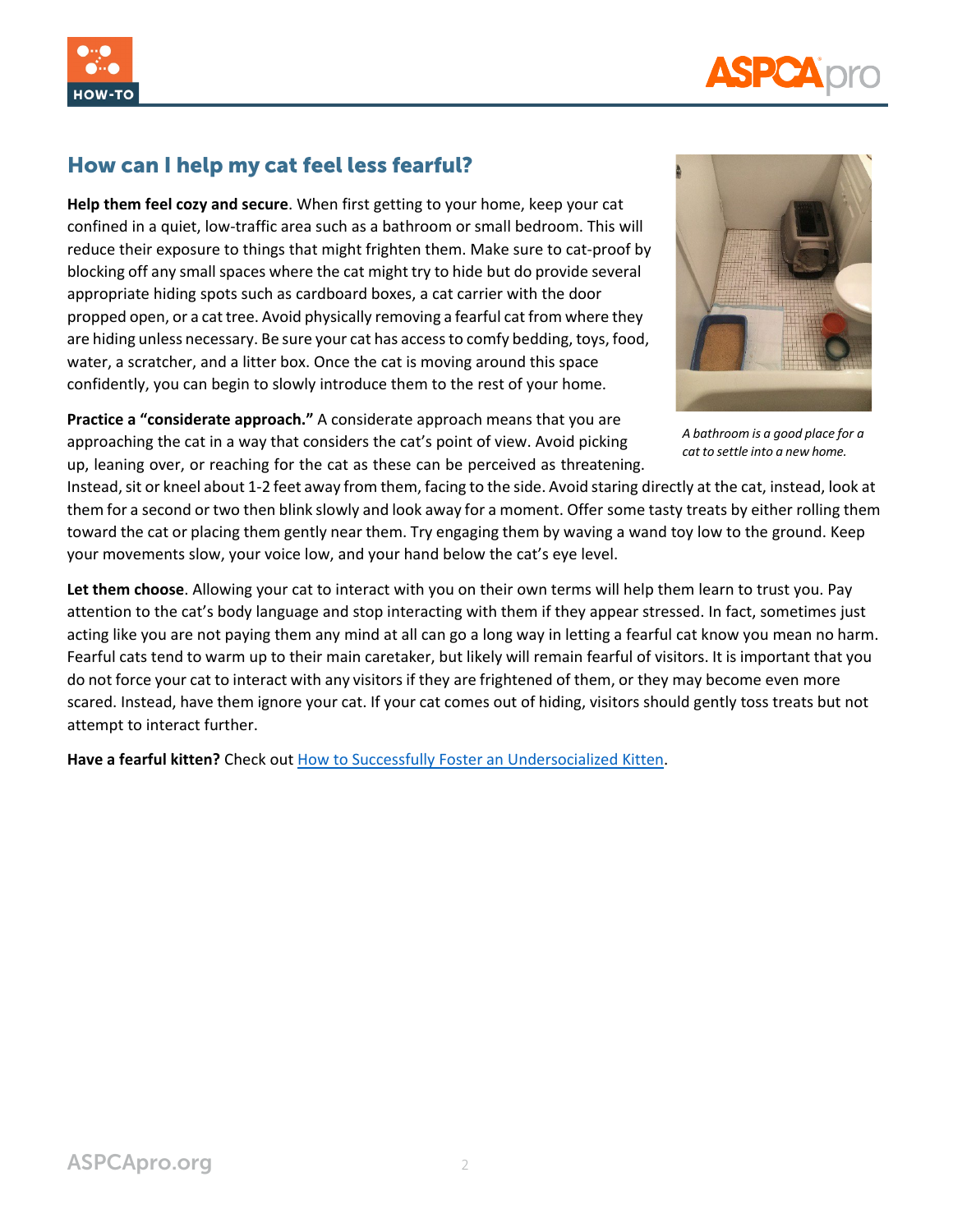## How can I help my cat feel less fearful?

**Help them feel cozy and secure**. When first getting to your home, keep your cat confined in a quiet, low-traffic area such as a bathroom or small bedroom. This will reduce their exposure to things that might frighten them. Make sure to cat-proof by blocking off any small spaces where the cat might try to hide but do provide several appropriate hiding spots such as cardboard boxes, a cat carrier with the door propped open, or a cat tree. Avoid physically removing a fearful cat from where they are hiding unless necessary. Be sure your cat has access to comfy bedding, toys, food, water, a scratcher, and a litter box. Once the cat is moving around this space confidently, you can begin to slowly introduce them to the rest of your home.

*A bathroom is a good place for a cat to settle into a new home.*

**Practice a "considerate approach."** A considerate approach means that you are approaching the cat in a way that considers the cat's point of view. Avoid picking up, leaning over, or reaching for the cat as these can be perceived as threatening. Instead, sit or kneel about 1-2 feet away from them, facing to the side. Avoid staring directly at the cat, instead, look at them for a second or two then blink slowly and look away for a moment. Offer some tasty treats by either rolling them toward the cat or placing them gently near them. Try engaging them by waving a wand toy low to the ground. Keep your movements slow, your voice low, and your hand below the cat's eye level.

**Let them choose**. Allowing your cat to interact with you on their own terms will help them learn to trust you. Pay attention to the cat's body language and stop interacting with them if they appear stressed. In fact, sometimes just acting like you are not paying them any mind at all can go a long way in letting a fearful cat know you mean no harm. Fearful cats tend to warm up to their main caretaker, but likely will remain fearful of visitors. It is important that you do not force your cat to interact with any visitors if they are frightened of them, or they may become even more scared. Instead, have them ignore your cat. If your cat comes out of hiding, visitors should gently toss treats but not attempt to interact further.

**Have a fearful kitten?** Check out How to Successfully Foster an Undersocialized Kitten.